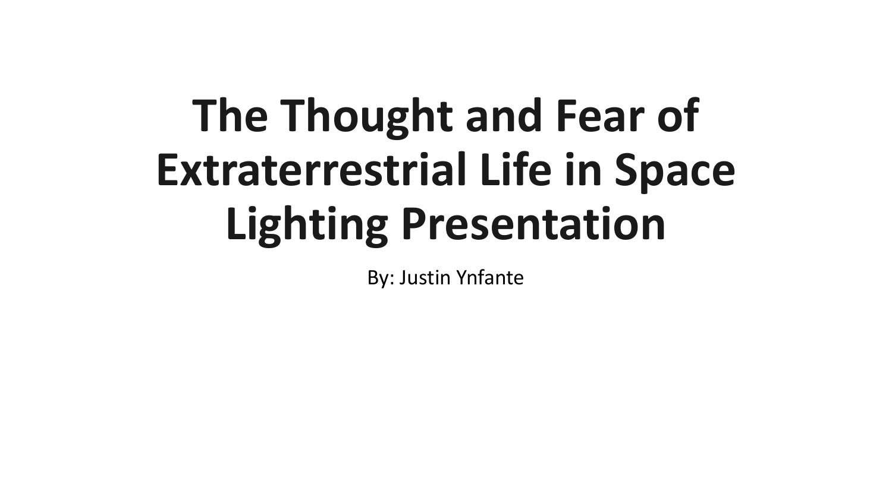# The Thought and Fear of Extraterrestrial Life in Space Lighting Presentation

By: Justin Ynfante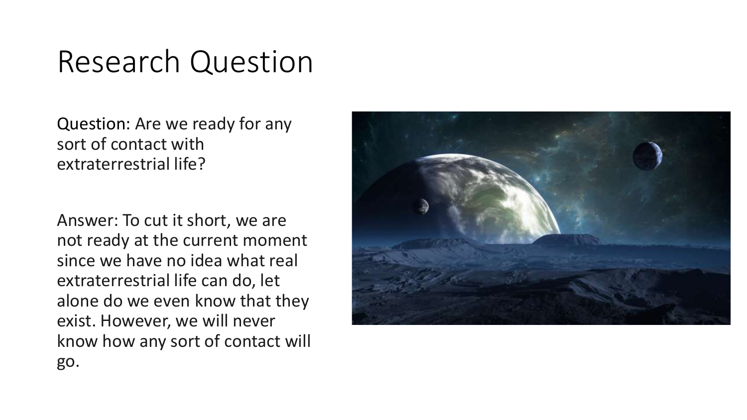# Research Question

Question: Are we ready for any sort of contact with extraterrestrial life?

Answer: To cut it short, we are not ready at the current moment since we have no idea what real extraterrestrial life can do, let alone do we even know that they exist. However, we will never know how any sort of contact will go.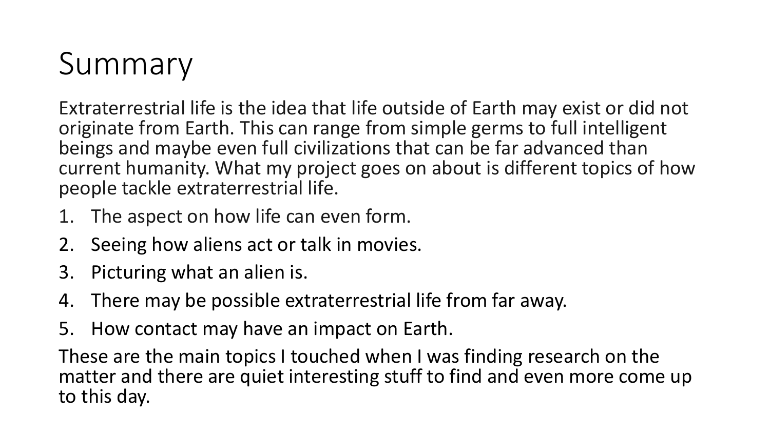# Summary

Extraterrestrial life is the idea that life outside of Earth may exist or did not originate from Earth. This can range from simple germs to full intelligent beings and maybe even full civilizations that can be far advanced than current humanity. What my project goes on about is different topics of how people tackle extraterrestrial life.

1. The aspect on how life can even form.
2. Seeing how aliens act or talk in movies.
3. Picturing what an alien is.
4. There may be possible extraterrestrial life from far away.
5. How contact may have an impact on Earth.

These are the main topics I touched when I was finding research on the matter and there are quiet interesting stuff to find and even more come up to this day.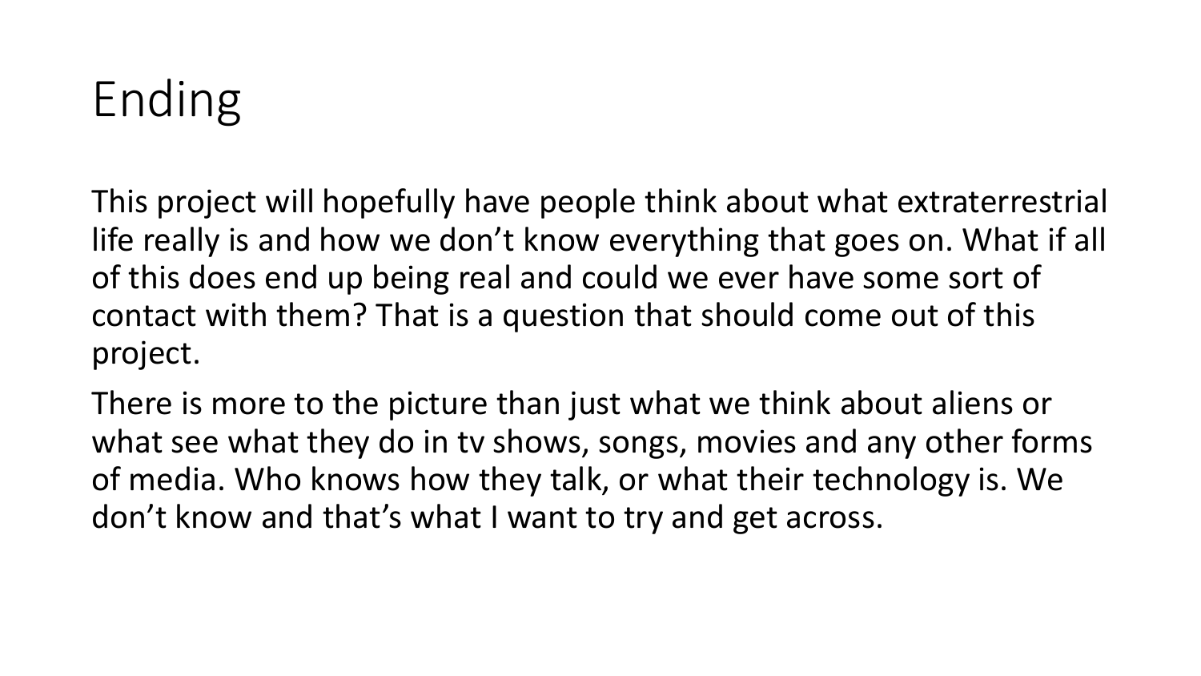# Ending

This project will hopefully have people think about what extraterrestrial life really is and how we don't know everything that goes on. What if all of this does end up being real and could we ever have some sort of contact with them? That is a question that should come out of this project.

There is more to the picture than just what we think about aliens or what see what they do in tv shows, songs, movies and any other forms of media. Who knows how they talk, or what their technology is. We don't know and that's what I want to try and get across.